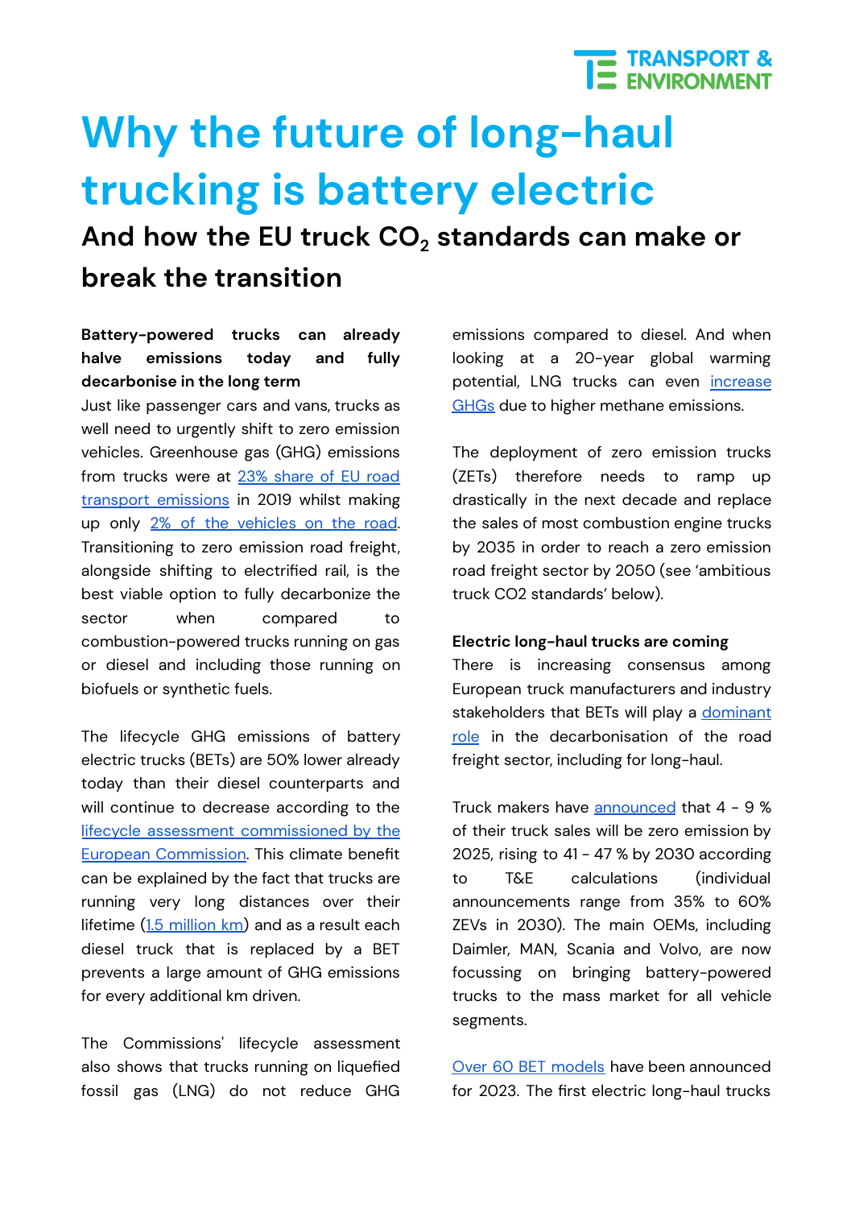# Why the future of long-haul trucking is battery electric

## And how the EU truck $CO_2$ standards can make or break the transition

**Battery-powered trucks can already halve emissions today and fully decarbonise in the long term**

Just like passenger cars and vans, trucks as well need to urgently shift to zero emission vehicles. Greenhouse gas (GHG) emissions from trucks were at 23% share of EU road transport emissions in 2019 whilst making up only 2% of the vehicles on the road. Transitioning to zero emission road freight, alongside shifting to electrified rail, is the best viable option to fully decarbonize the sector when compared to combustion-powered trucks running on gas or diesel and including those running on biofuels or synthetic fuels.

The lifecycle GHG emissions of battery electric trucks (BETs) are 50% lower already today than their diesel counterparts and will continue to decrease according to the lifecycle assessment commissioned by the European Commission. This climate benefit can be explained by the fact that trucks are running very long distances over their lifetime (1.5 million km) and as a result each diesel truck that is replaced by a BET prevents a large amount of GHG emissions for every additional km driven.

The Commissions' lifecycle assessment also shows that trucks running on liquefied fossil gas (LNG) do not reduce GHG emissions compared to diesel. And when looking at a 20-year global warming potential, LNG trucks can even increase GHGs due to higher methane emissions.

The deployment of zero emission trucks (ZETs) therefore needs to ramp up drastically in the next decade and replace the sales of most combustion engine trucks by 2035 in order to reach a zero emission road freight sector by 2050 (see 'ambitious truck CO2 standards' below).

**Electric long-haul trucks are coming**

There is increasing consensus among European truck manufacturers and industry stakeholders that BETs will play a dominant role in the decarbonisation of the road freight sector, including for long-haul.

Truck makers have announced that 4 - 9 % of their truck sales will be zero emission by 2025, rising to 41 - 47 % by 2030 according to T&E calculations (individual announcements range from 35% to 60% ZEVs in 2030). The main OEMs, including Daimler, MAN, Scania and Volvo, are now focussing on bringing battery-powered trucks to the mass market for all vehicle segments.

Over 60 BET models have been announced for 2023. The first electric long-haul trucks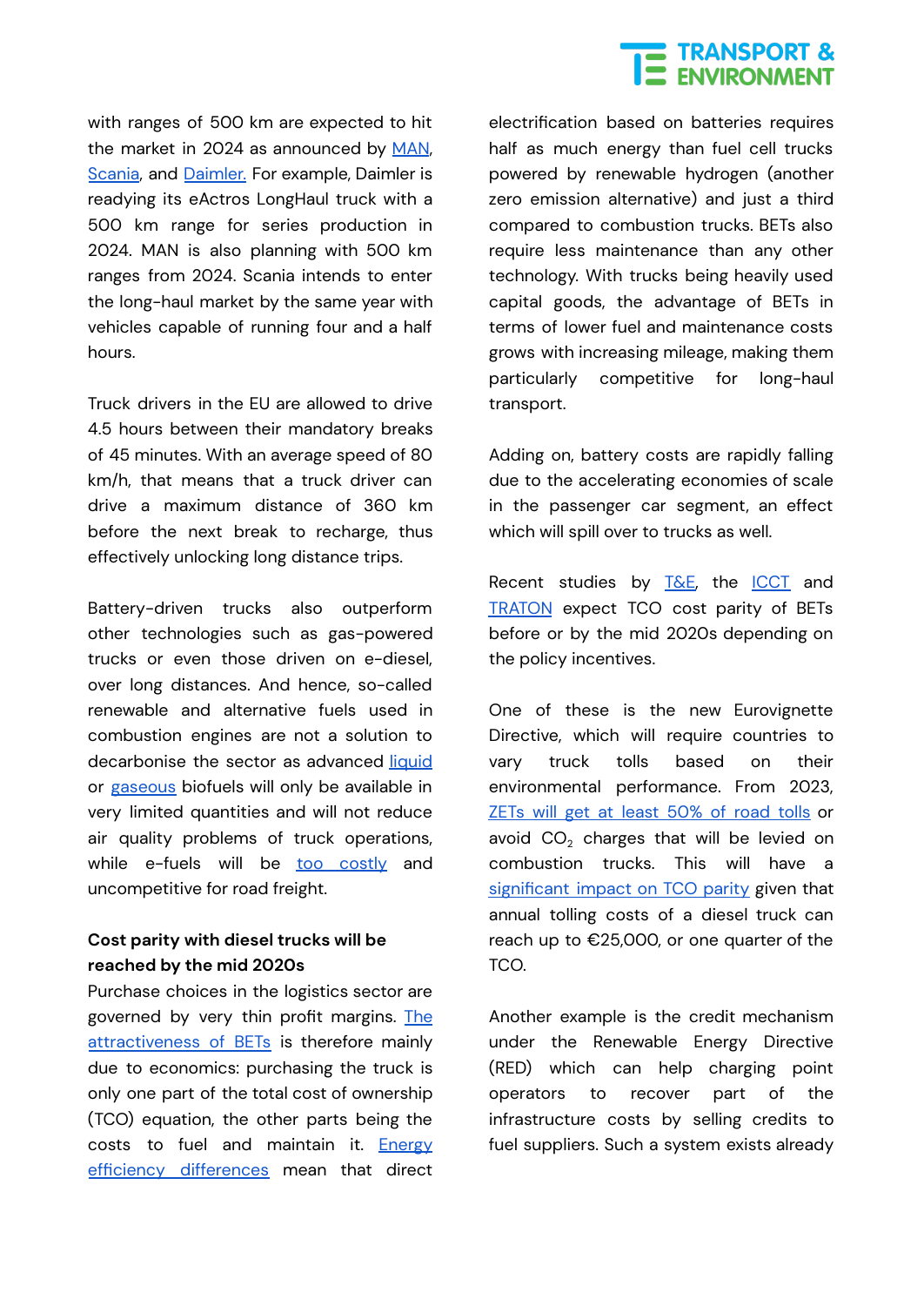with ranges of 500 km are expected to hit the market in 2024 as announced by MAN, Scania, and Daimler. For example, Daimler is readying its eActros LongHaul truck with a 500 km range for series production in 2024. MAN is also planning with 500 km ranges from 2024. Scania intends to enter the long-haul market by the same year with vehicles capable of running four and a half hours.

Truck drivers in the EU are allowed to drive 4.5 hours between their mandatory breaks of 45 minutes. With an average speed of 80 km/h, that means that a truck driver can drive a maximum distance of 360 km before the next break to recharge, thus effectively unlocking long distance trips.

Battery-driven trucks also outperform other technologies such as gas-powered trucks or even those driven on e-diesel, over long distances. And hence, so-called renewable and alternative fuels used in combustion engines are not a solution to decarbonise the sector as advanced liquid or gaseous biofuels will only be available in very limited quantities and will not reduce air quality problems of truck operations, while e-fuels will be too costly and uncompetitive for road freight.

**Cost parity with diesel trucks will be reached by the mid 2020s**

Purchase choices in the logistics sector are governed by very thin profit margins. The attractiveness of BETs is therefore mainly due to economics: purchasing the truck is only one part of the total cost of ownership (TCO) equation, the other parts being the costs to fuel and maintain it. Energy efficiency differences mean that direct electrification based on batteries requires half as much energy than fuel cell trucks powered by renewable hydrogen (another zero emission alternative) and just a third compared to combustion trucks. BETs also require less maintenance than any other technology. With trucks being heavily used capital goods, the advantage of BETs in terms of lower fuel and maintenance costs grows with increasing mileage, making them particularly competitive for long-haul transport.

Adding on, battery costs are rapidly falling due to the accelerating economies of scale in the passenger car segment, an effect which will spill over to trucks as well.

Recent studies by T&E, the ICCT and TRATON expect TCO cost parity of BETs before or by the mid 2020s depending on the policy incentives.

One of these is the new Eurovignette Directive, which will require countries to vary truck tolls based on their environmental performance. From 2023, ZETs will get at least 50% of road tolls or avoid $CO_2$ charges that will be levied on combustion trucks. This will have a significant impact on TCO parity given that annual tolling costs of a diesel truck can reach up to €25,000, or one quarter of the TCO.

Another example is the credit mechanism under the Renewable Energy Directive (RED) which can help charging point operators to recover part of the infrastructure costs by selling credits to fuel suppliers. Such a system exists already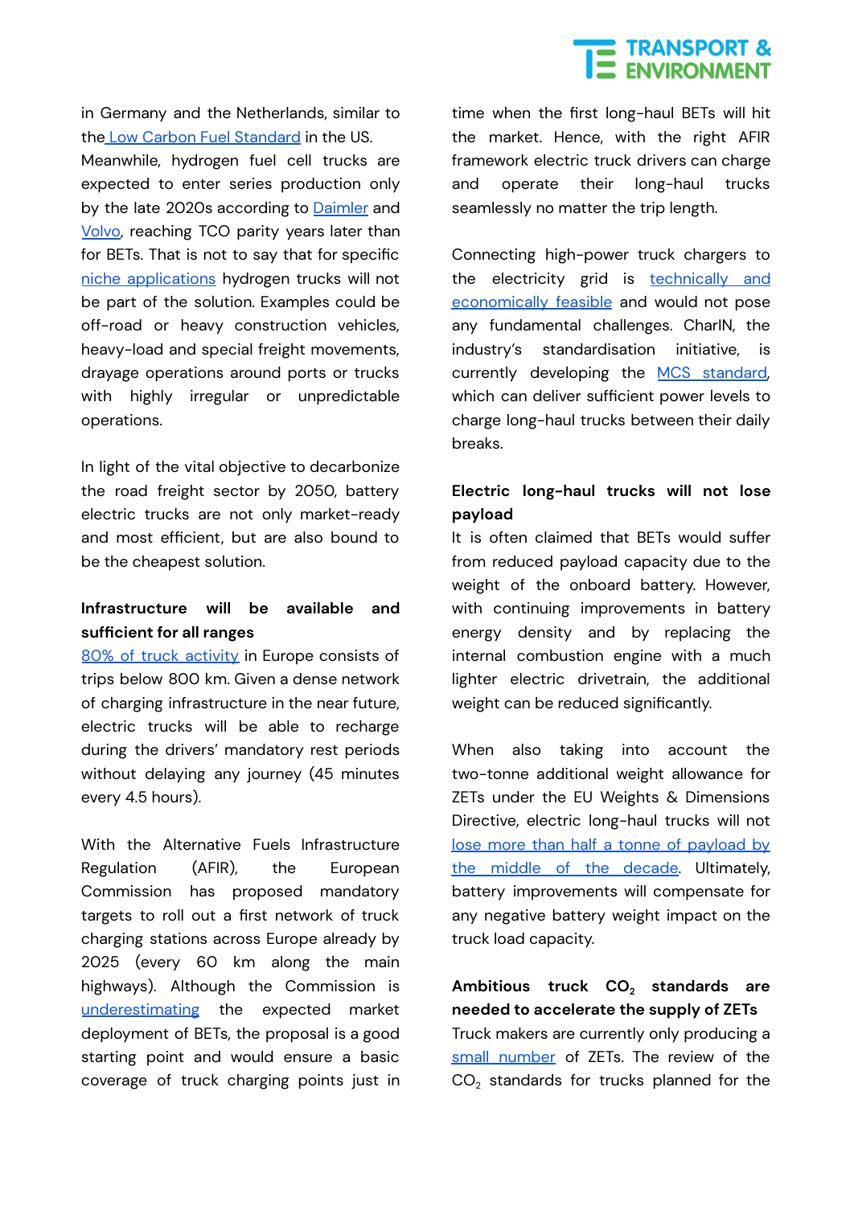in Germany and the Netherlands, similar to the Low Carbon Fuel Standard in the US. Meanwhile, hydrogen fuel cell trucks are expected to enter series production only by the late 2020s according to Daimler and Volvo, reaching TCO parity years later than for BETs. That is not to say that for specific niche applications hydrogen trucks will not be part of the solution. Examples could be off-road or heavy construction vehicles, heavy-load and special freight movements, drayage operations around ports or trucks with highly irregular or unpredictable operations.

In light of the vital objective to decarbonize the road freight sector by 2050, battery electric trucks are not only market-ready and most efficient, but are also bound to be the cheapest solution.

**Infrastructure will be available and sufficient for all ranges**

80% of truck activity in Europe consists of trips below 800 km. Given a dense network of charging infrastructure in the near future, electric trucks will be able to recharge during the drivers' mandatory rest periods without delaying any journey (45 minutes every 4.5 hours).

With the Alternative Fuels Infrastructure Regulation (AFIR), the European Commission has proposed mandatory targets to roll out a first network of truck charging stations across Europe already by 2025 (every 60 km along the main highways). Although the Commission is underestimating the expected market deployment of BETs, the proposal is a good starting point and would ensure a basic coverage of truck charging points just in time when the first long-haul BETs will hit the market. Hence, with the right AFIR framework electric truck drivers can charge and operate their long-haul trucks seamlessly no matter the trip length.

Connecting high-power truck chargers to the electricity grid is technically and economically feasible and would not pose any fundamental challenges. CharIN, the industry's standardisation initiative, is currently developing the MCS standard, which can deliver sufficient power levels to charge long-haul trucks between their daily breaks.

**Electric long-haul trucks will not lose payload**

It is often claimed that BETs would suffer from reduced payload capacity due to the weight of the onboard battery. However, with continuing improvements in battery energy density and by replacing the internal combustion engine with a much lighter electric drivetrain, the additional weight can be reduced significantly.

When also taking into account the two-tonne additional weight allowance for ZETs under the EU Weights & Dimensions Directive, electric long-haul trucks will not lose more than half a tonne of payload by the middle of the decade. Ultimately, battery improvements will compensate for any negative battery weight impact on the truck load capacity.

**Ambitious truck $CO_2$ standards are needed to accelerate the supply of ZETs**

Truck makers are currently only producing a small number of ZETs. The review of the $CO_2$ standards for trucks planned for the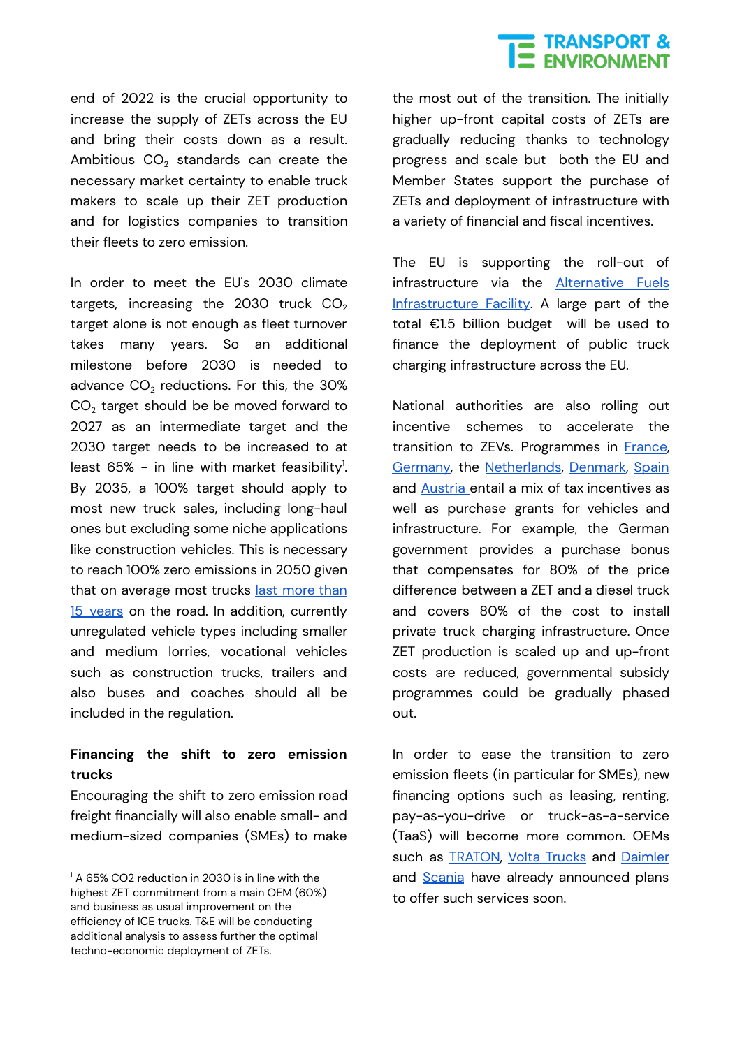end of 2022 is the crucial opportunity to increase the supply of ZETs across the EU and bring their costs down as a result. Ambitious $CO_2$ standards can create the necessary market certainty to enable truck makers to scale up their ZET production and for logistics companies to transition their fleets to zero emission.

In order to meet the EU's 2030 climate targets, increasing the 2030 truck $CO_2$ target alone is not enough as fleet turnover takes many years. So an additional milestone before 2030 is needed to advance $CO_2$ reductions. For this, the 30% $CO_2$ target should be be moved forward to 2027 as an intermediate target and the 2030 target needs to be increased to at least 65% - in line with market feasibility[1]. By 2035, a 100% target should apply to most new truck sales, including long-haul ones but excluding some niche applications like construction vehicles. This is necessary to reach 100% zero emissions in 2050 given that on average most trucks last more than 15 years on the road. In addition, currently unregulated vehicle types including smaller and medium lorries, vocational vehicles such as construction trucks, trailers and also buses and coaches should all be included in the regulation.

**Financing the shift to zero emission trucks**

Encouraging the shift to zero emission road freight financially will also enable small- and medium-sized companies (SMEs) to make the most out of the transition. The initially higher up-front capital costs of ZETs are gradually reducing thanks to technology progress and scale but both the EU and Member States support the purchase of ZETs and deployment of infrastructure with a variety of financial and fiscal incentives.

The EU is supporting the roll-out of infrastructure via the Alternative Fuels Infrastructure Facility. A large part of the total €1.5 billion budget will be used to finance the deployment of public truck charging infrastructure across the EU.

National authorities are also rolling out incentive schemes to accelerate the transition to ZEVs. Programmes in France, Germany, the Netherlands, Denmark, Spain and Austria entail a mix of tax incentives as well as purchase grants for vehicles and infrastructure. For example, the German government provides a purchase bonus that compensates for 80% of the price difference between a ZET and a diesel truck and covers 80% of the cost to install private truck charging infrastructure. Once ZET production is scaled up and up-front costs are reduced, governmental subsidy programmes could be gradually phased out.

In order to ease the transition to zero emission fleets (in particular for SMEs), new financing options such as leasing, renting, pay-as-you-drive or truck-as-a-service (TaaS) will become more common. OEMs such as TRATON, Volta Trucks and Daimler and Scania have already announced plans to offer such services soon.

[1] A 65% CO2 reduction in 2030 is in line with the highest ZET commitment from a main OEM (60%) and business as usual improvement on the efficiency of ICE trucks. T&E will be conducting additional analysis to assess further the optimal techno-economic deployment of ZETs.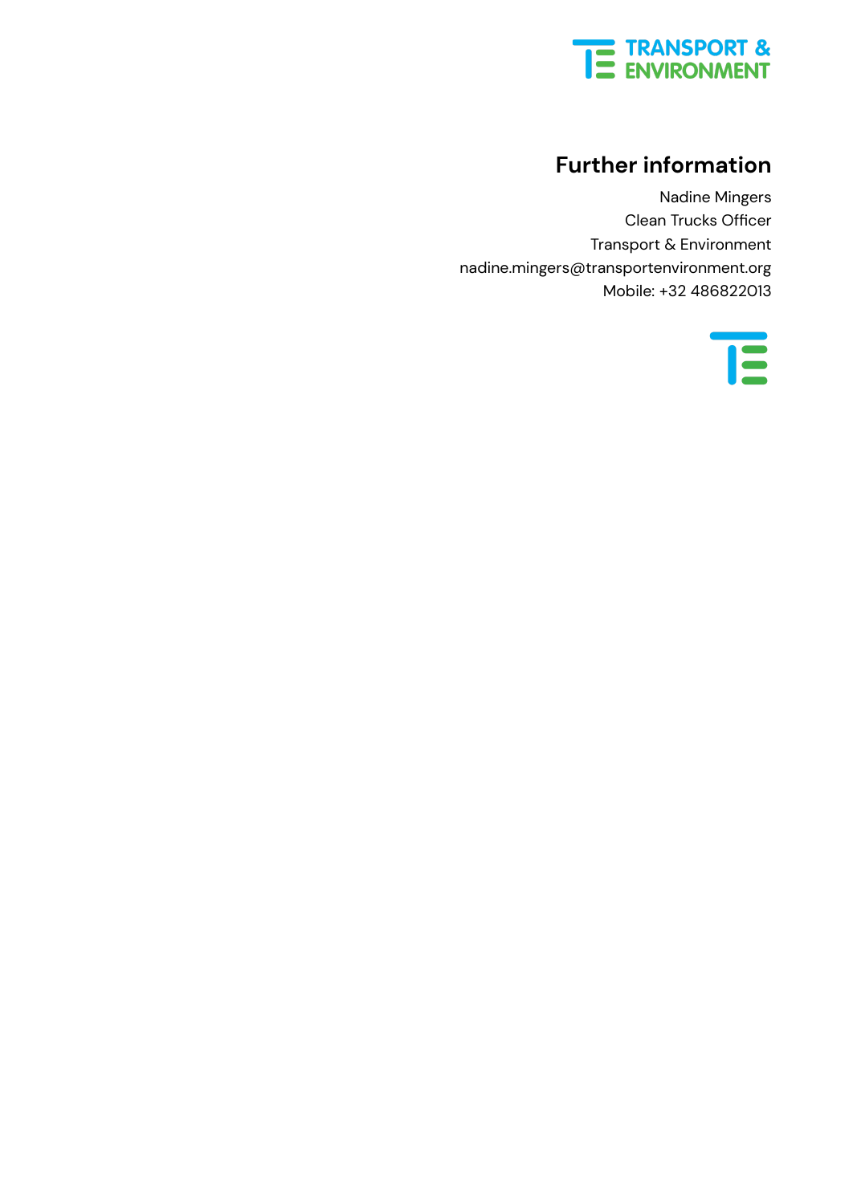## Further information

Nadine Mingers
Clean Trucks Officer
Transport & Environment
nadine.mingers@transportenvironment.org
Mobile: +32 486822013